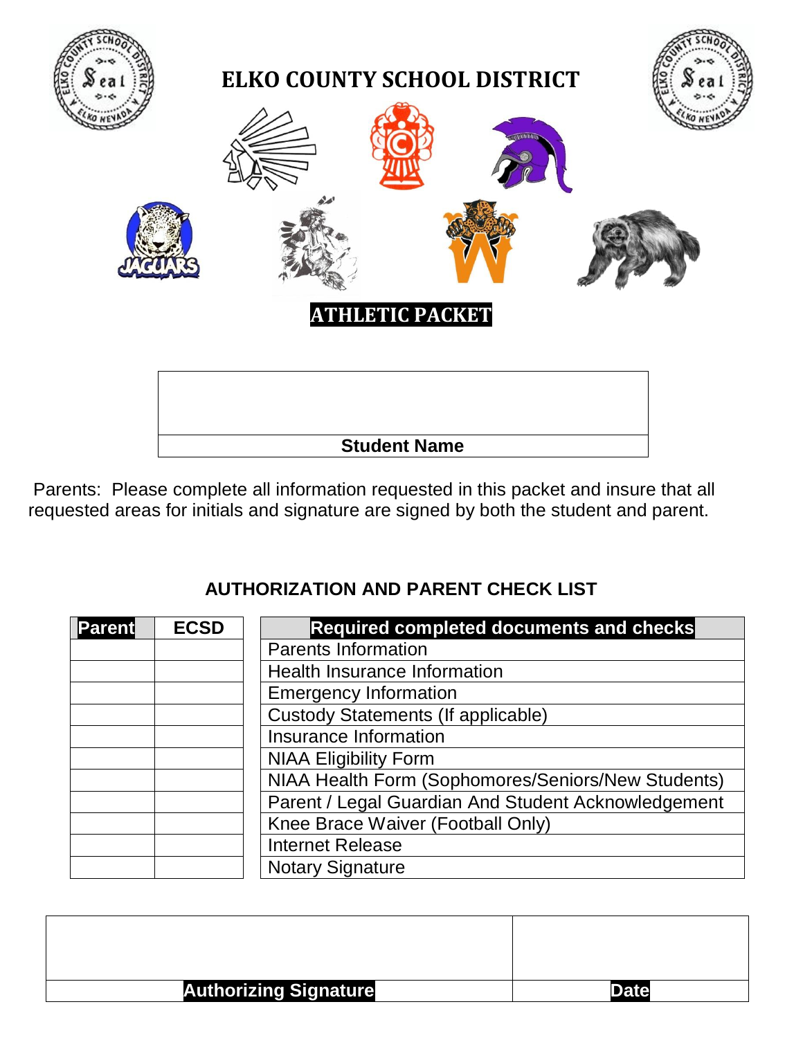# ELKO COUNTY SCHOOL DISTRICT

## ATHLETIC PACKET

| |
|---|
| |
| **Student Name** |

Parents: Please complete all information requested in this packet and insure that all requested areas for initials and signature are signed by both the student and parent.

### AUTHORIZATION AND PARENT CHECK LIST

| Parent | ECSD | Required completed documents and checks |
|---|---|---|
| | | Parents Information |
| | | Health Insurance Information |
| | | Emergency Information |
| | | Custody Statements (If applicable) |
| | | Insurance Information |
| | | NIAA Eligibility Form |
| | | NIAA Health Form (Sophomores/Seniors/New Students) |
| | | Parent / Legal Guardian And Student Acknowledgement |
| | | Knee Brace Waiver (Football Only) |
| | | Internet Release |
| | | Notary Signature |

| | |
|---|---|
| | |
| **Authorizing Signature** | **Date** |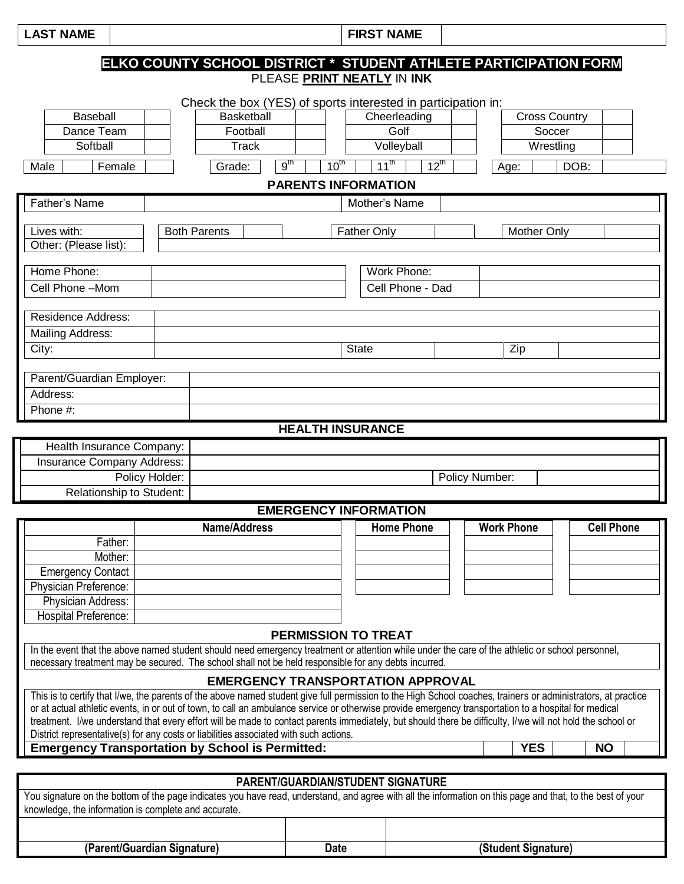| LAST NAME | | FIRST NAME | |
|---|---|---|---|

# ELKO COUNTY SCHOOL DISTRICT * STUDENT ATHLETE PARTICIPATION FORM

PLEASE **PRINT NEATLY** IN **INK**

Check the box (YES) of sports interested in participation in:

| | | | | | | | |
|---|---|---|---|---|---|---|---|
| Baseball | | Basketball | | Cheerleading | | Cross Country | |
| Dance Team | | Football | | Golf | | Soccer | |
| Softball | | Track | | Volleyball | | Wrestling | |

| Male | | Female | | Grade: | 9th | | 10th | | 11th | | 12th | | Age: | | DOB: | |
|---|---|---|---|---|---|---|---|---|---|---|---|---|---|---|---|---|

## PARENTS INFORMATION

| Father's Name | | Mother's Name | |
|---|---|---|---|

| Lives with: | Both Parents | | Father Only | | Mother Only | |
|---|---|---|---|---|---|---|
| Other: (Please list): | | | | | | |

| Home Phone: | | Work Phone: | |
|---|---|---|---|
| Cell Phone –Mom | | Cell Phone - Dad | |

| Residence Address: | | | | | |
|---|---|---|---|---|---|
| Mailing Address: | | | | | |
| City: | | State | | Zip | |

| Parent/Guardian Employer: | |
|---|---|
| Address: | |
| Phone #: | |

## HEALTH INSURANCE

| Health Insurance Company: | | | |
|---|---|---|---|
| Insurance Company Address: | | | |
| Policy Holder: | | Policy Number: | |
| Relationship to Student: | | | |

## EMERGENCY INFORMATION

| | Name/Address | Home Phone | Work Phone | Cell Phone |
|---|---|---|---|---|
| Father: | | | | |
| Mother: | | | | |
| Emergency Contact | | | | |
| Physician Preference: | | | | |
| Physician Address: | | | | |
| Hospital Preference: | | | | |

### PERMISSION TO TREAT

In the event that the above named student should need emergency treatment or attention while under the care of the athletic or school personnel, necessary treatment may be secured. The school shall not be held responsible for any debts incurred.

### EMERGENCY TRANSPORTATION APPROVAL

This is to certify that I/we, the parents of the above named student give full permission to the High School coaches, trainers or administrators, at practice or at actual athletic events, in or out of town, to call an ambulance service or otherwise provide emergency transportation to a hospital for medical treatment. I/we understand that every effort will be made to contact parents immediately, but should there be difficulty, I/we will not hold the school or District representative(s) for any costs or liabilities associated with such actions.

| **Emergency Transportation by School is Permitted:** | | YES | | NO | |
|---|---|---|---|---|---|

### PARENT/GUARDIAN/STUDENT SIGNATURE

You signature on the bottom of the page indicates you have read, understand, and agree with all the information on this page and that, to the best of your knowledge, the information is complete and accurate.

| | | |
|---|---|---|
| **(Parent/Guardian Signature)** | **Date** | **(Student Signature)** |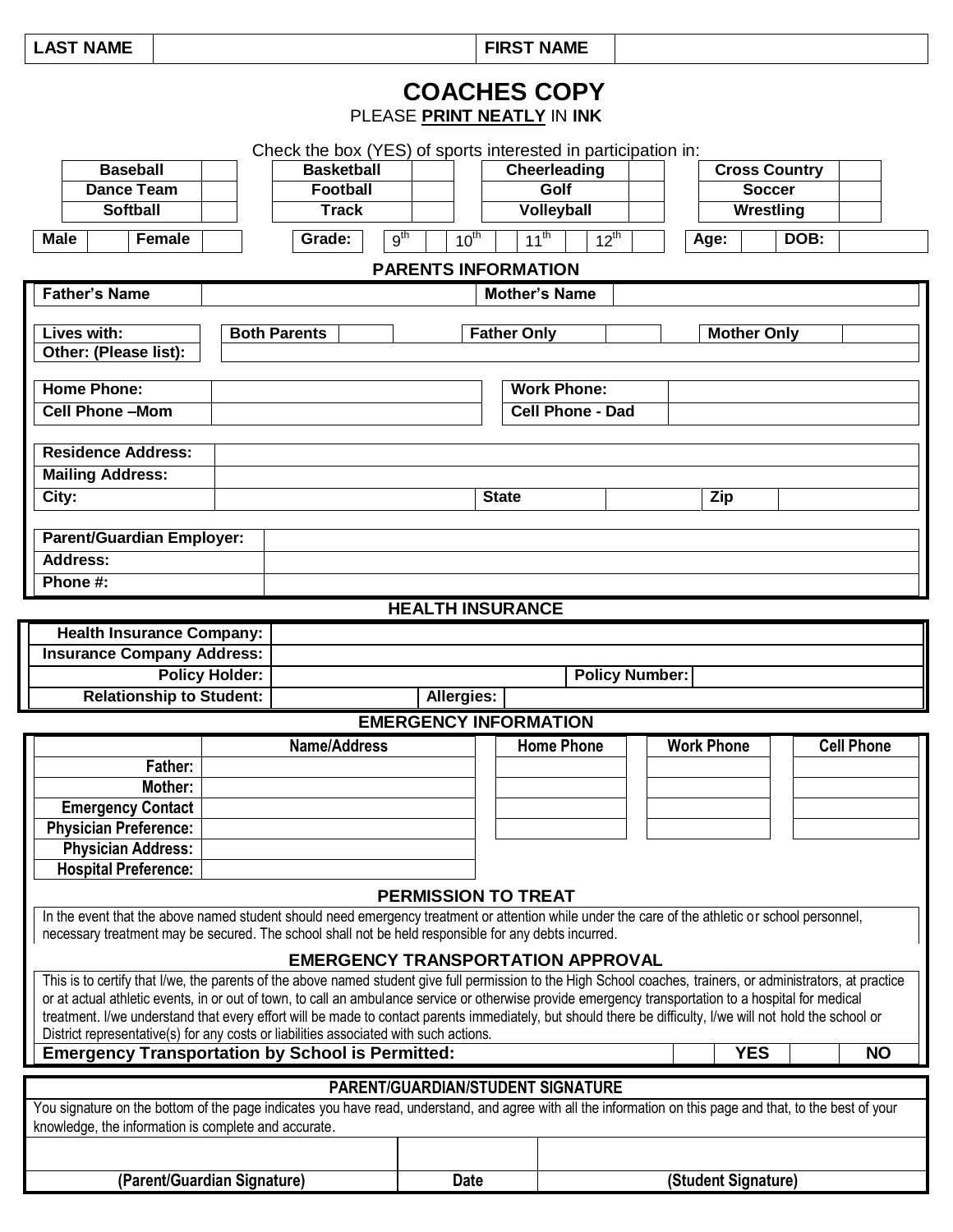| LAST NAME | | FIRST NAME | |
|---|---|---|---|

# COACHES COPY

PLEASE **PRINT NEATLY** IN **INK**

Check the box (YES) of sports interested in participation in:

| | | | | | | | |
|---|---|---|---|---|---|---|---|
| **Baseball** | | **Basketball** | | **Cheerleading** | | **Cross Country** | |
| **Dance Team** | | **Football** | | **Golf** | | **Soccer** | |
| **Softball** | | **Track** | | **Volleyball** | | **Wrestling** | |

| **Male** | | **Female** | | **Grade:** | $9^{th}$ | | $10^{th}$ | | $11^{th}$ | | $12^{th}$ | | **Age:** | | **DOB:** | |
|---|---|---|---|---|---|---|---|---|---|---|---|---|---|---|---|---|

## PARENTS INFORMATION

| **Father's Name** | | **Mother's Name** | |
|---|---|---|---|

| **Lives with:** | **Both Parents** | | **Father Only** | | **Mother Only** | |
|---|---|---|---|---|---|---|
| **Other: (Please list):** | | | | | | |

| **Home Phone:** | | **Work Phone:** | |
|---|---|---|---|
| **Cell Phone –Mom** | | **Cell Phone - Dad** | |

| **Residence Address:** | | | | | |
|---|---|---|---|---|---|
| **Mailing Address:** | | | | | |
| **City:** | | **State** | | **Zip** | |

| **Parent/Guardian Employer:** | |
|---|---|
| **Address:** | |
| **Phone #:** | |

## HEALTH INSURANCE

| **Health Insurance Company:** | | | |
|---|---|---|---|
| **Insurance Company Address:** | | | |
| **Policy Holder:** | | **Policy Number:** | |
| **Relationship to Student:** | | **Allergies:** | |

## EMERGENCY INFORMATION

| | Name/Address | Home Phone | Work Phone | Cell Phone |
|---|---|---|---|---|
| **Father:** | | | | |
| **Mother:** | | | | |
| **Emergency Contact** | | | | |
| **Physician Preference:** | | | | |
| **Physician Address:** | | | | |
| **Hospital Preference:** | | | | |

## PERMISSION TO TREAT

In the event that the above named student should need emergency treatment or attention while under the care of the athletic or school personnel, necessary treatment may be secured. The school shall not be held responsible for any debts incurred.

## EMERGENCY TRANSPORTATION APPROVAL

This is to certify that I/we, the parents of the above named student give full permission to the High School coaches, trainers, or administrators, at practice or at actual athletic events, in or out of town, to call an ambulance service or otherwise provide emergency transportation to a hospital for medical treatment. I/we understand that every effort will be made to contact parents immediately, but should there be difficulty, I/we will not hold the school or District representative(s) for any costs or liabilities associated with such actions.

| **Emergency Transportation by School is Permitted:** | | **YES** | | **NO** |
|---|---|---|---|---|

## PARENT/GUARDIAN/STUDENT SIGNATURE

You signature on the bottom of the page indicates you have read, understand, and agree with all the information on this page and that, to the best of your knowledge, the information is complete and accurate.

| | | |
|---|---|---|
| **(Parent/Guardian Signature)** | **Date** | **(Student Signature)** |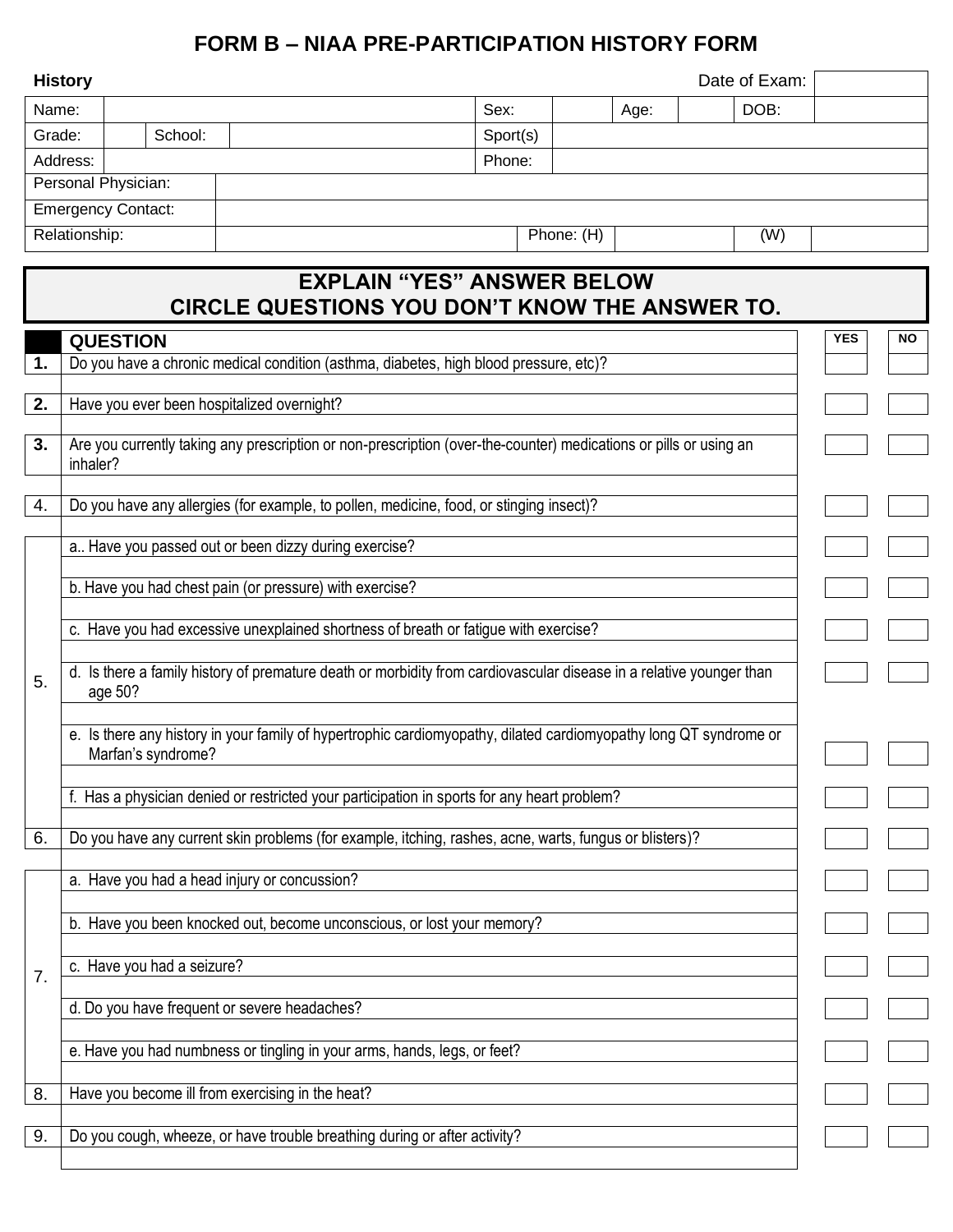# FORM B – NIAA PRE-PARTICIPATION HISTORY FORM

| History | | | | | | | Date of Exam: | |
|---|---|---|---|---|---|---|---|---|
| Name: | | | Sex: | | Age: | | DOB: | |
| Grade: | | School: | | Sport(s) | | | | |
| Address: | | | | Phone: | | | | |
| Personal Physician: | | | | | | | | |
| Emergency Contact: | | | | | | | | |
| Relationship: | | | Phone: (H) | | (W) | | | |

## EXPLAIN "YES" ANSWER BELOW
## CIRCLE QUESTIONS YOU DON'T KNOW THE ANSWER TO.

| | QUESTION | YES | NO |
|---|---|---|---|
| **1.** | Do you have a chronic medical condition (asthma, diabetes, high blood pressure, etc)? | | |
| | | | |
| **2.** | Have you ever been hospitalized overnight? | | |
| | | | |
| **3.** | Are you currently taking any prescription or non-prescription (over-the-counter) medications or pills or using an inhaler? | | |
| | | | |
| 4. | Do you have any allergies (for example, to pollen, medicine, food, or stinging insect)? | | |
| | | | |
| 5. | a.. Have you passed out or been dizzy during exercise? | | |
| | | | |
| | b. Have you had chest pain (or pressure) with exercise? | | |
| | | | |
| | c. Have you had excessive unexplained shortness of breath or fatigue with exercise? | | |
| | | | |
| | d. Is there a family history of premature death or morbidity from cardiovascular disease in a relative younger than age 50? | | |
| | | | |
| | e. Is there any history in your family of hypertrophic cardiomyopathy, dilated cardiomyopathy long QT syndrome or Marfan's syndrome? | | |
| | | | |
| | f. Has a physician denied or restricted your participation in sports for any heart problem? | | |
| | | | |
| 6. | Do you have any current skin problems (for example, itching, rashes, acne, warts, fungus or blisters)? | | |
| | | | |
| 7. | a. Have you had a head injury or concussion? | | |
| | | | |
| | b. Have you been knocked out, become unconscious, or lost your memory? | | |
| | | | |
| | c. Have you had a seizure? | | |
| | | | |
| | d. Do you have frequent or severe headaches? | | |
| | | | |
| | e. Have you had numbness or tingling in your arms, hands, legs, or feet? | | |
| | | | |
| 8. | Have you become ill from exercising in the heat? | | |
| | | | |
| 9. | Do you cough, wheeze, or have trouble breathing during or after activity? | | |
| | | | |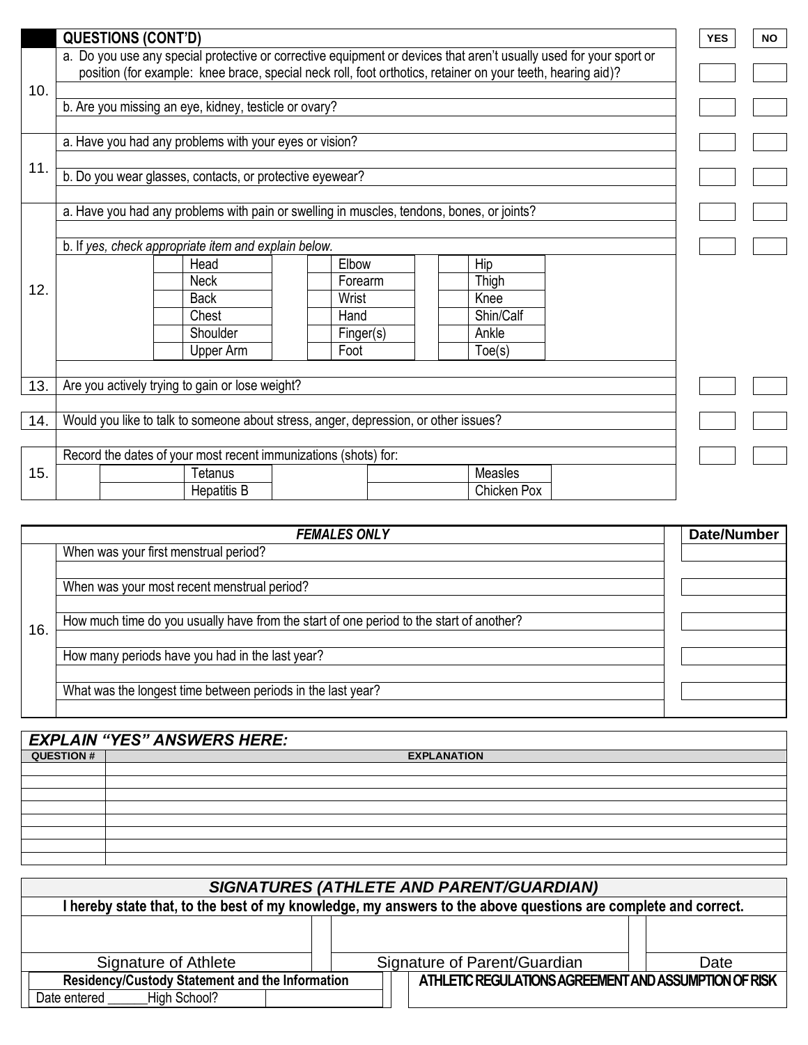| | QUESTIONS (CONT'D) | YES | NO |
|---|---|---|---|
| 10. | a. Do you use any special protective or corrective equipment or devices that aren't usually used for your sport or position (for example: knee brace, special neck roll, foot orthotics, retainer on your teeth, hearing aid)? | | |
| | b. Are you missing an eye, kidney, testicle or ovary? | | |
| 11. | a. Have you had any problems with your eyes or vision? | | |
| | b. Do you wear glasses, contacts, or protective eyewear? | | |
| 12. | a. Have you had any problems with pain or swelling in muscles, tendons, bones, or joints? | | |
| | b. If *yes, check appropriate item and explain below.* | | |
| 13. | Are you actively trying to gain or lose weight? | | |
| 14. | Would you like to talk to someone about stress, anger, depression, or other issues? | | |
| 15. | Record the dates of your most recent immunizations (shots) for: | | |

| | | | | | |
|---|---|---|---|---|---|
| | Head | | Elbow | | Hip |
| | Neck | | Forearm | | Thigh |
| | Back | | Wrist | | Knee |
| | Chest | | Hand | | Shin/Calf |
| | Shoulder | | Finger(s) | | Ankle |
| | Upper Arm | | Foot | | Toe(s) |

| | | | |
|---|---|---|---|
| | Tetanus | | Measles |
| | Hepatitis B | | Chicken Pox |

| | *FEMALES ONLY* | Date/Number |
|---|---|---|
| 16. | When was your first menstrual period? | |
| | When was your most recent menstrual period? | |
| | How much time do you usually have from the start of one period to the start of another? | |
| | How many periods have you had in the last year? | |
| | What was the longest time between periods in the last year? | |

### *EXPLAIN "YES" ANSWERS HERE:*

| QUESTION # | EXPLANATION |
|---|---|
| | |
| | |
| | |
| | |
| | |
| | |
| | |
| | |

### *SIGNATURES (ATHLETE AND PARENT/GUARDIAN)*

**I hereby state that, to the best of my knowledge, my answers to the above questions are complete and correct.**

| Signature of Athlete | Signature of Parent/Guardian | Date |
|---|---|---|
| | | |

| Residency/Custody Statement and the Information | ATHLETIC REGULATIONS AGREEMENT AND ASSUMPTION OF RISK |
|---|---|
| Date entered ______High School? | |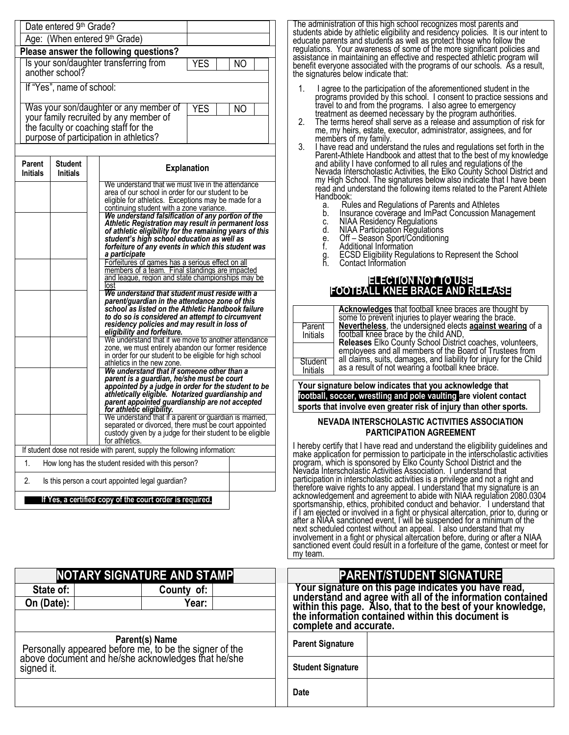| Date entered 9th Grade? | |
|---|---|
| Age: (When entered 9th Grade) | |

**Please answer the following questions?**

| | | |
|---|---|---|
| Is your son/daughter transferring from another school? | YES | NO |
| If "Yes", name of school: | | |
| Was your son/daughter or any member of your family recruited by any member of the faculty or coaching staff for the purpose of participation in athletics? | YES | NO |

| Parent Initials | Student Initials | Explanation |
|---|---|---|
| | | We understand that we must live in the attendance area of our school in order for our student to be eligible for athletics. Exceptions may be made for a continuing student with a zone variance. |
| | | ***We understand falsification of any portion of the Athletic Registration may result in permanent loss of athletic eligibility for the remaining years of this student's high school education as well as forfeiture of any events in which this student was a participate*** |
| | | Forfeitures of games has a serious effect on all members of a team. Final standings are impacted and league, region and state championships may be lost |
| | | ***We understand that student must reside with a parent/guardian in the attendance zone of this school as listed on the Athletic Handbook failure to do so is considered an attempt to circumvent residency policies and may result in loss of eligibility and forfeiture.*** |
| | | We understand that if we move to another attendance zone, we must entirely abandon our former residence in order for our student to be eligible for high school athletics in the new zone. |
| | | ***We understand that if someone other than a parent is a guardian, he/she must be court appointed by a judge in order for the student to be athletically eligible. Notarized guardianship and parent appointed guardianship are not accepted for athletic eligibility.*** |
| | | We understand that if a parent or guardian is married, separated or divorced, there must be court appointed custody given by a judge for their student to be eligible for athletics. |

If student dose not reside with parent, supply the following information:

| | |
|---|---|
| 1. How long has the student resided with this person? | |
| 2. Is this person a court appointed legal guardian? | |

**If Yes, a certified copy of the court order is required.**

The administration of this high school recognizes most parents and students abide by athletic eligibility and residency policies. It is our intent to educate parents and students as well as protect those who follow the regulations. Your awareness of some of the more significant policies and assistance in maintaining an effective and respected athletic program will benefit everyone associated with the programs of our schools. As a result, the signatures below indicate that:

1. I agree to the participation of the aforementioned student in the programs provided by this school. I consent to practice sessions and travel to and from the programs. I also agree to emergency treatment as deemed necessary by the program authorities.
2. The terms hereof shall serve as a release and assumption of risk for me, my heirs, estate, executor, administrator, assignees, and for members of my family.
3. I have read and understand the rules and regulations set forth in the Parent-Athlete Handbook and attest that to the best of my knowledge and ability I have conformed to all rules and regulations of the Nevada Interscholastic Activities, the Elko County School District and my High School. The signatures below also indicate that I have been read and understand the following items related to the Parent Athlete Handbook:
   a. Rules and Regulations of Parents and Athletes
   b. Insurance coverage and ImPact Concussion Management
   c. NIAA Residency Regulations
   d. NIAA Participation Regulations
   e. Off – Season Sport/Conditioning
   f. Additional Information
   g. ECSD Eligibility Regulations to Represent the School
   h. Contact Information

## ELECTION NOT TO USE FOOTBALL KNEE BRACE AND RELEASE

| | |
|---|---|
| Parent Initials | **Acknowledges** that football knee braces are thought by some to prevent injuries to player wearing the brace. **Nevertheless**, the undersigned elects **against wearing** of a football knee brace by the child AND, **Releases** Elko County School District coaches, volunteers, employees and all members of the Board of Trustees from all claims, suits, damages, and liability for injury for the Child as a result of not wearing a football knee brace. |
| Student Initials | |

**Your signature below indicates that you acknowledge that football, soccer, wrestling and pole vaulting are violent contact sports that involve even greater risk of injury than other sports.**

### NEVADA INTERSCHOLASTIC ACTIVITIES ASSOCIATION PARTICIPATION AGREEMENT

I hereby certify that I have read and understand the eligibility guidelines and make application for permission to participate in the interscholastic activities program, which is sponsored by Elko County School District and the Nevada Interscholastic Activities Association. I understand that participation in interscholastic activities is a privilege and not a right and therefore waive rights to any appeal. I understand that my signature is an acknowledgement and agreement to abide with NIAA regulation 2080.0304 sportsmanship, ethics, prohibited conduct and behavior. I understand that if I am ejected or involved in a fight or physical altercation, prior to, during or after a NIAA sanctioned event, I will be suspended for a minimum of the next scheduled contest without an appeal. I also understand that my involvement in a fight or physical altercation before, during or after a NIAA sanctioned event could result in a forfeiture of the game, contest or meet for my team.

## NOTARY SIGNATURE AND STAMP

| State of: | | County of: | |
|---|---|---|---|
| On (Date): | | Year: | |

**Parent(s) Name**
Personally appeared before me, to be the signer of the above document and he/she acknowledges that he/she signed it.

## PARENT/STUDENT SIGNATURE

**Your signature on this page indicates you have read, understand and agree with all of the information contained within this page. Also, that to the best of your knowledge, the information contained within this document is complete and accurate.**

| | |
|---|---|
| **Parent Signature** | |
| **Student Signature** | |
| **Date** | |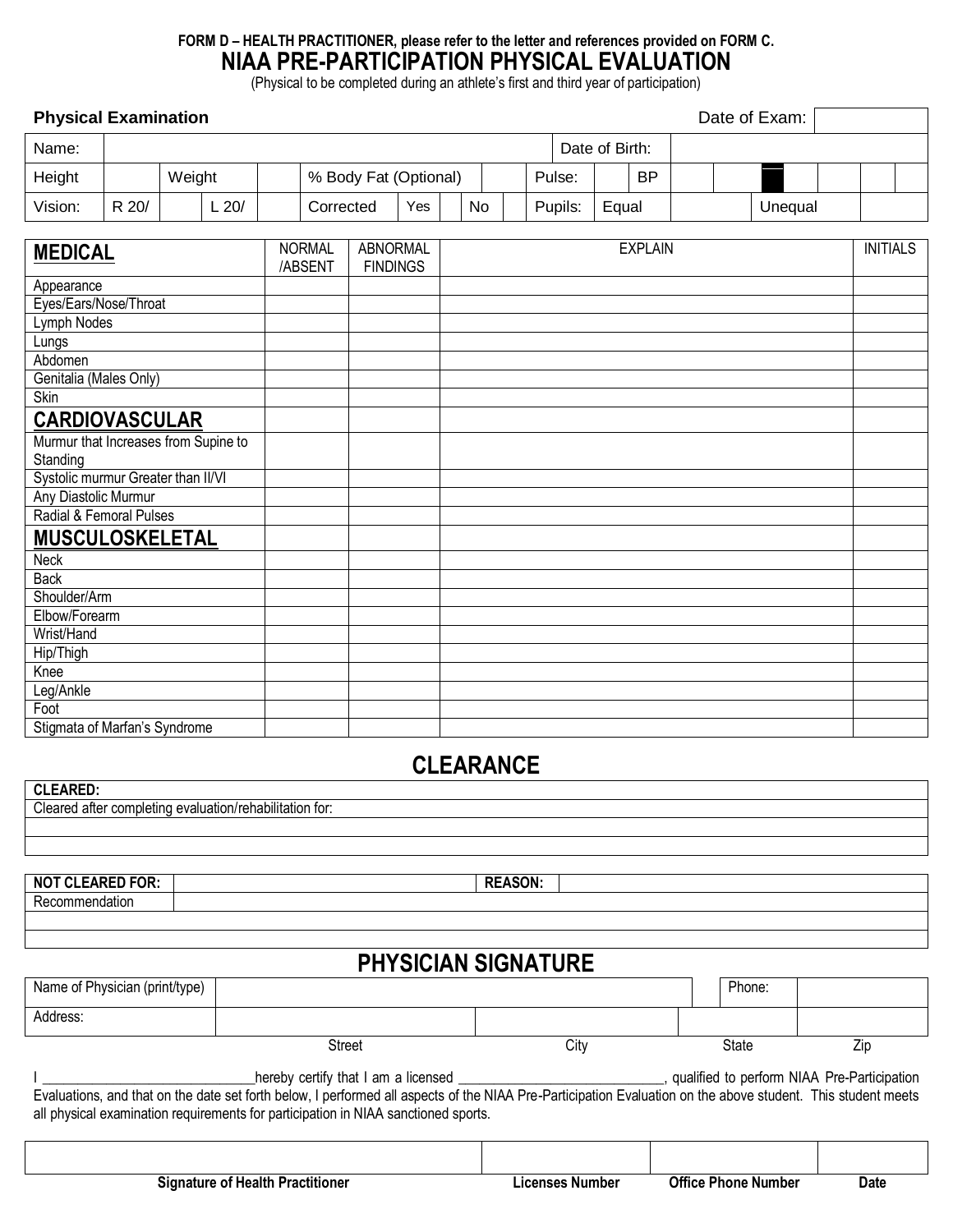FORM D – HEALTH PRACTITIONER, please refer to the letter and references provided on FORM C.

# NIAA PRE-PARTICIPATION PHYSICAL EVALUATION

(Physical to be completed during an athlete's first and third year of participation)

| **Physical Examination** | | | | | | | | | | | Date of Exam: | |
|---|---|---|---|---|---|---|---|---|---|---|---|---|
| Name: | | | | | | | | Date of Birth: | | | | |
| Height | | Weight | | % Body Fat (Optional) | | | Pulse: | | BP | | | |
| Vision: | R 20/ | | L 20/ | | Corrected | Yes | | No | | Pupils: | Equal | | Unequal | |

| **MEDICAL** | NORMAL /ABSENT | ABNORMAL FINDINGS | EXPLAIN | INITIALS |
|---|---|---|---|---|
| Appearance | | | | |
| Eyes/Ears/Nose/Throat | | | | |
| Lymph Nodes | | | | |
| Lungs | | | | |
| Abdomen | | | | |
| Genitalia (Males Only) | | | | |
| Skin | | | | |
| **CARDIOVASCULAR** | | | | |
| Murmur that Increases from Supine to Standing | | | | |
| Systolic murmur Greater than II/VI | | | | |
| Any Diastolic Murmur | | | | |
| Radial & Femoral Pulses | | | | |
| **MUSCULOSKELETAL** | | | | |
| Neck | | | | |
| Back | | | | |
| Shoulder/Arm | | | | |
| Elbow/Forearm | | | | |
| Wrist/Hand | | | | |
| Hip/Thigh | | | | |
| Knee | | | | |
| Leg/Ankle | | | | |
| Foot | | | | |
| Stigmata of Marfan's Syndrome | | | | |

## CLEARANCE

| **CLEARED:** |
|---|
| Cleared after completing evaluation/rehabilitation for: |
| |
| |

| **NOT CLEARED FOR:** | | **REASON:** | |
|---|---|---|---|
| Recommendation | | | |
| | | | |
| | | | |

## PHYSICIAN SIGNATURE

| Name of Physician (print/type) | | | | Phone: | |
|---|---|---|---|---|---|
| Address: | | | | | |
| | Street | City | | State | Zip |

I ______________________________hereby certify that I am a licensed ______________________________, qualified to perform NIAA Pre-Participation Evaluations, and that on the date set forth below, I performed all aspects of the NIAA Pre-Participation Evaluation on the above student. This student meets all physical examination requirements for participation in NIAA sanctioned sports.

| | | | |
|---|---|---|---|
| **Signature of Health Practitioner** | **Licenses Number** | **Office Phone Number** | **Date** |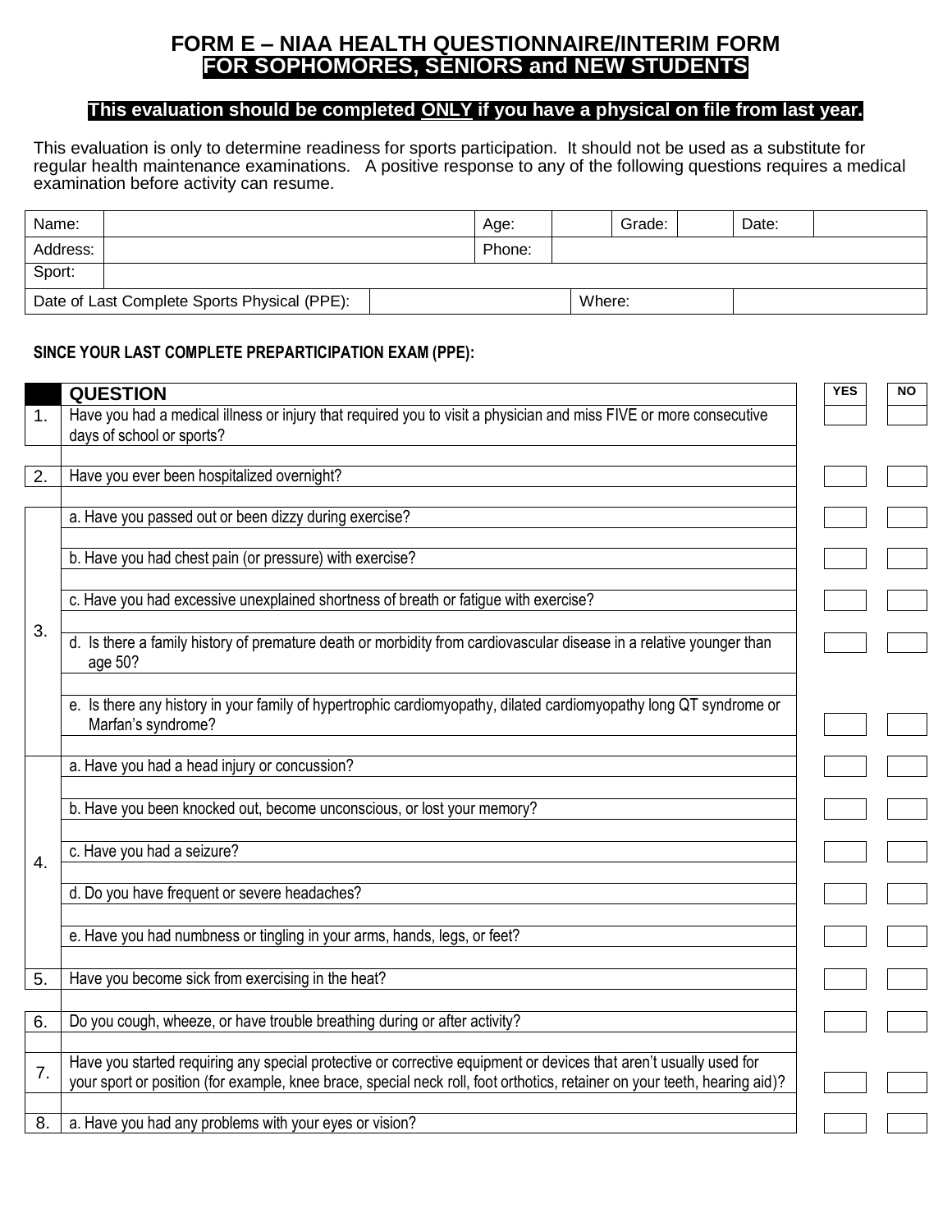# FORM E – NIAA HEALTH QUESTIONNAIRE/INTERIM FORM
# FOR SOPHOMORES, SENIORS and NEW STUDENTS

**This evaluation should be completed ONLY if you have a physical on file from last year.**

This evaluation is only to determine readiness for sports participation. It should not be used as a substitute for regular health maintenance examinations. A positive response to any of the following questions requires a medical examination before activity can resume.

| Name: | | Age: | | Grade: | | Date: | |
|---|---|---|---|---|---|---|---|
| Address: | | Phone: | | | | | |
| Sport: | | | | | | | |
| Date of Last Complete Sports Physical (PPE): | | | | Where: | | | |

**SINCE YOUR LAST COMPLETE PREPARTICIPATION EXAM (PPE):**

| | QUESTION | YES | NO |
|---|---|---|---|
| 1. | Have you had a medical illness or injury that required you to visit a physician and miss FIVE or more consecutive days of school or sports? | | |
| 2. | Have you ever been hospitalized overnight? | | |
| 3. | a. Have you passed out or been dizzy during exercise? | | |
| | b. Have you had chest pain (or pressure) with exercise? | | |
| | c. Have you had excessive unexplained shortness of breath or fatigue with exercise? | | |
| | d. Is there a family history of premature death or morbidity from cardiovascular disease in a relative younger than age 50? | | |
| | e. Is there any history in your family of hypertrophic cardiomyopathy, dilated cardiomyopathy long QT syndrome or Marfan's syndrome? | | |
| 4. | a. Have you had a head injury or concussion? | | |
| | b. Have you been knocked out, become unconscious, or lost your memory? | | |
| | c. Have you had a seizure? | | |
| | d. Do you have frequent or severe headaches? | | |
| | e. Have you had numbness or tingling in your arms, hands, legs, or feet? | | |
| 5. | Have you become sick from exercising in the heat? | | |
| 6. | Do you cough, wheeze, or have trouble breathing during or after activity? | | |
| 7. | Have you started requiring any special protective or corrective equipment or devices that aren't usually used for your sport or position (for example, knee brace, special neck roll, foot orthotics, retainer on your teeth, hearing aid)? | | |
| 8. | a. Have you had any problems with your eyes or vision? | | |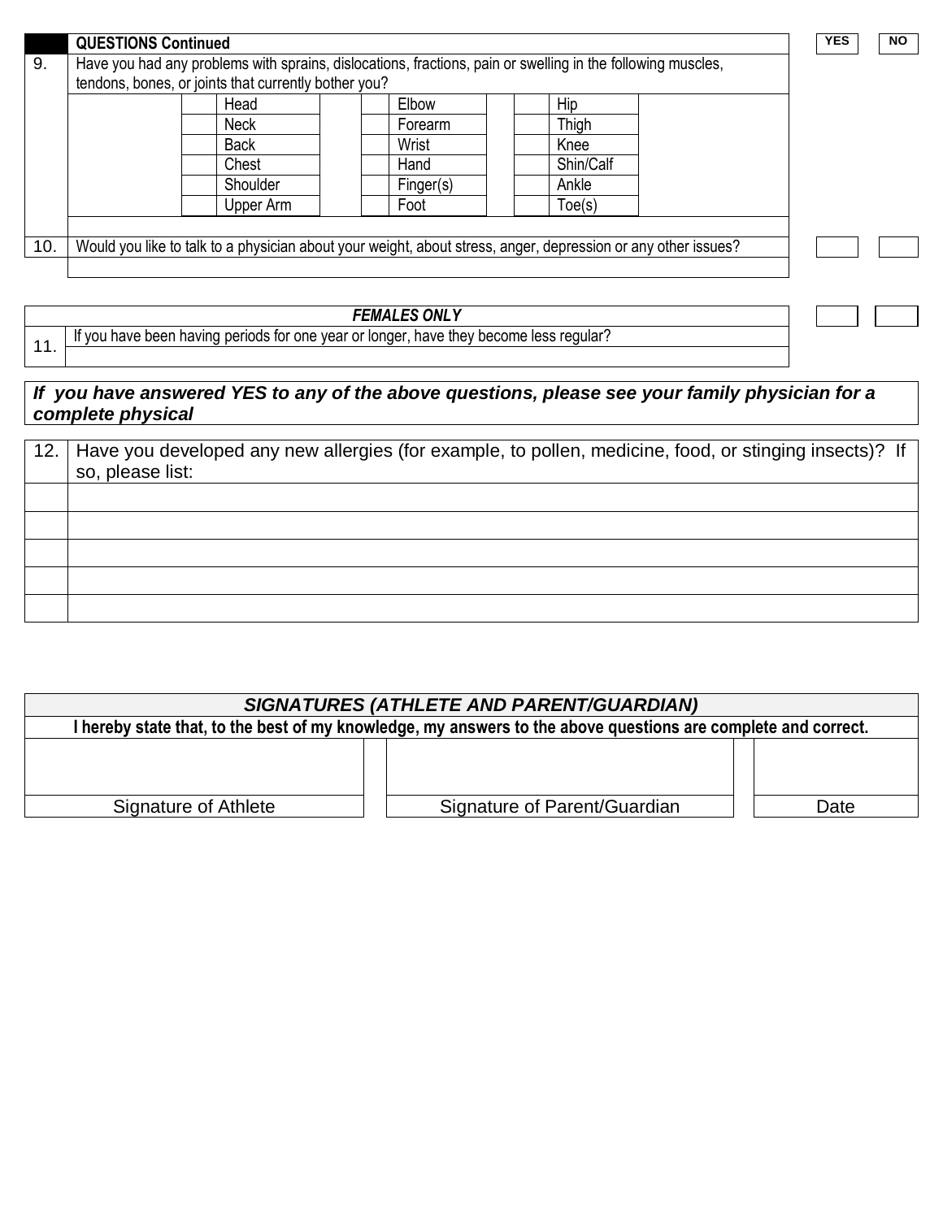| | QUESTIONS Continued | YES | NO |
|---|---|---|---|
| 9. | Have you had any problems with sprains, dislocations, fractions, pain or swelling in the following muscles, tendons, bones, or joints that currently bother you? | | |

| | Head | | Elbow | | Hip |
|---|---|---|---|---|---|
| | Neck | | Forearm | | Thigh |
| | Back | | Wrist | | Knee |
| | Chest | | Hand | | Shin/Calf |
| | Shoulder | | Finger(s) | | Ankle |
| | Upper Arm | | Foot | | Toe(s) |

| | | YES | NO |
|---|---|---|---|
| 10. | Would you like to talk to a physician about your weight, about stress, anger, depression or any other issues? | | |

| | ***FEMALES ONLY*** | | |
|---|---|---|---|
| 11. | If you have been having periods for one year or longer, have they become less regular? | | |

***If you have answered YES to any of the above questions, please see your family physician for a complete physical***

| 12. | Have you developed any new allergies (for example, to pollen, medicine, food, or stinging insects)? If so, please list: |
|---|---|
| | |
| | |
| | |
| | |
| | |

| ***SIGNATURES (ATHLETE AND PARENT/GUARDIAN)*** | | |
|---|---|---|
| **I hereby state that, to the best of my knowledge, my answers to the above questions are complete and correct.** | | |
| | | |
| Signature of Athlete | Signature of Parent/Guardian | Date |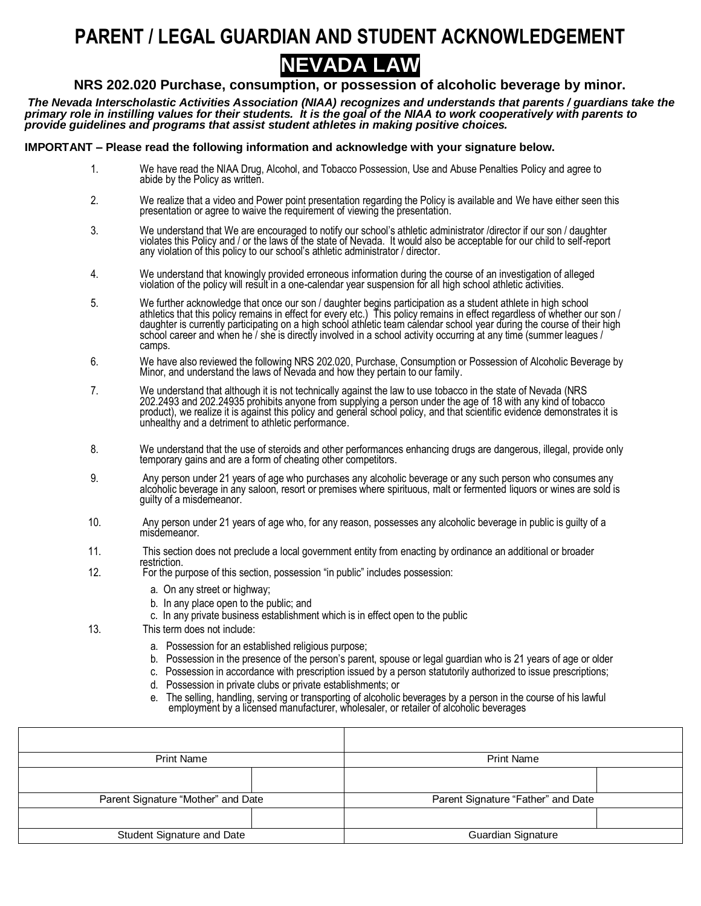# PARENT / LEGAL GUARDIAN AND STUDENT ACKNOWLEDGEMENT

## NEVADA LAW

### NRS 202.020 Purchase, consumption, or possession of alcoholic beverage by minor.

***The Nevada Interscholastic Activities Association (NIAA) recognizes and understands that parents / guardians take the primary role in instilling values for their students. It is the goal of the NIAA to work cooperatively with parents to provide guidelines and programs that assist student athletes in making positive choices.***

**IMPORTANT – Please read the following information and acknowledge with your signature below.**

1. We have read the NIAA Drug, Alcohol, and Tobacco Possession, Use and Abuse Penalties Policy and agree to abide by the Policy as written.
2. We realize that a video and Power point presentation regarding the Policy is available and We have either seen this presentation or agree to waive the requirement of viewing the presentation.
3. We understand that We are encouraged to notify our school's athletic administrator /director if our son / daughter violates this Policy and / or the laws of the state of Nevada. It would also be acceptable for our child to self-report any violation of this policy to our school's athletic administrator / director.
4. We understand that knowingly provided erroneous information during the course of an investigation of alleged violation of the policy will result in a one-calendar year suspension for all high school athletic activities.
5. We further acknowledge that once our son / daughter begins participation as a student athlete in high school athletics that this policy remains in effect for every etc.) This policy remains in effect regardless of whether our son / daughter is currently participating on a high school athletic team calendar school year during the course of their high school career and when he / she is directly involved in a school activity occurring at any time (summer leagues / camps.
6. We have also reviewed the following NRS 202.020, Purchase, Consumption or Possession of Alcoholic Beverage by Minor, and understand the laws of Nevada and how they pertain to our family.
7. We understand that although it is not technically against the law to use tobacco in the state of Nevada (NRS 202.2493 and 202.24935 prohibits anyone from supplying a person under the age of 18 with any kind of tobacco product), we realize it is against this policy and general school policy, and that scientific evidence demonstrates it is unhealthy and a detriment to athletic performance.
8. We understand that the use of steroids and other performances enhancing drugs are dangerous, illegal, provide only temporary gains and are a form of cheating other competitors.
9. Any person under 21 years of age who purchases any alcoholic beverage or any such person who consumes any alcoholic beverage in any saloon, resort or premises where spirituous, malt or fermented liquors or wines are sold is guilty of a misdemeanor.
10. Any person under 21 years of age who, for any reason, possesses any alcoholic beverage in public is guilty of a misdemeanor.
11. This section does not preclude a local government entity from enacting by ordinance an additional or broader restriction.
12. For the purpose of this section, possession "in public" includes possession:
    a. On any street or highway;
    b. In any place open to the public; and
    c. In any private business establishment which is in effect open to the public
13. This term does not include:
    a. Possession for an established religious purpose;
    b. Possession in the presence of the person's parent, spouse or legal guardian who is 21 years of age or older
    c. Possession in accordance with prescription issued by a person statutorily authorized to issue prescriptions;
    d. Possession in private clubs or private establishments; or
    e. The selling, handling, serving or transporting of alcoholic beverages by a person in the course of his lawful employment by a licensed manufacturer, wholesaler, or retailer of alcoholic beverages

| | | | |
|---|---|---|---|
| | | | |
| Print Name | | Print Name | |
| | | | |
| Parent Signature "Mother" and Date | | Parent Signature "Father" and Date | |
| | | | |
| Student Signature and Date | | Guardian Signature | |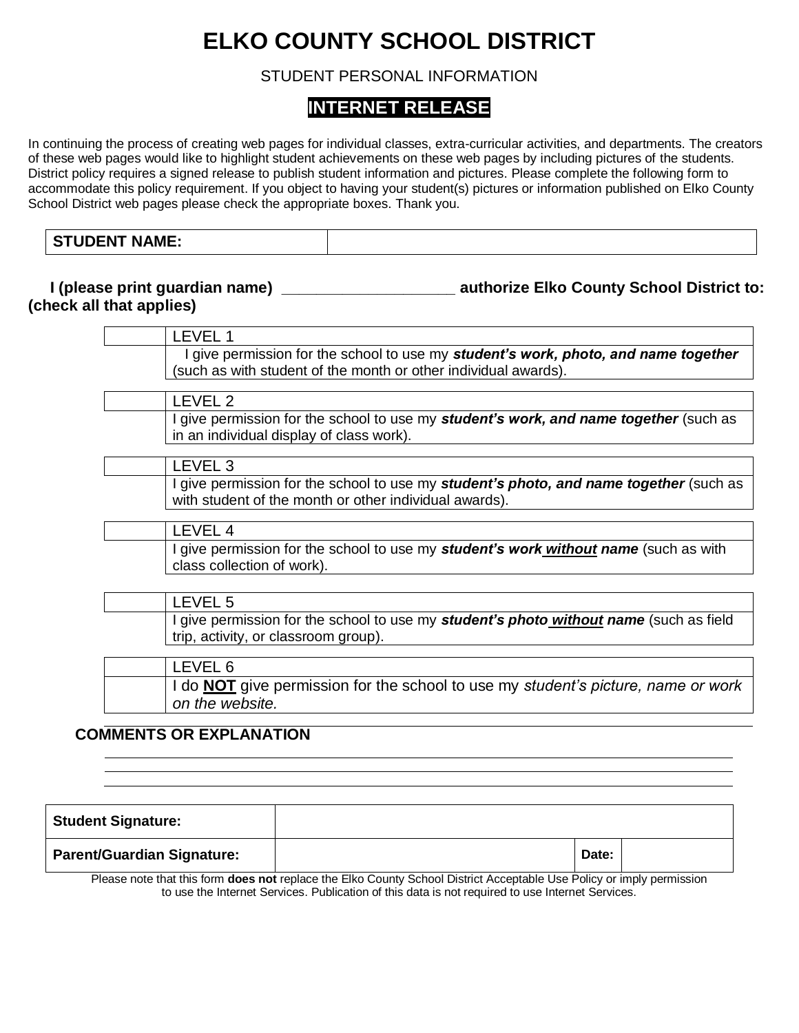# ELKO COUNTY SCHOOL DISTRICT

STUDENT PERSONAL INFORMATION

## INTERNET RELEASE

In continuing the process of creating web pages for individual classes, extra-curricular activities, and departments. The creators of these web pages would like to highlight student achievements on these web pages by including pictures of the students. District policy requires a signed release to publish student information and pictures. Please complete the following form to accommodate this policy requirement. If you object to having your student(s) pictures or information published on Elko County School District web pages please check the appropriate boxes. Thank you.

| **STUDENT NAME:** | |
|---|---|

**I (please print guardian name) ____________________ authorize Elko County School District to: (check all that applies)**

| | |
|---|---|
| | LEVEL 1 |
| | I give permission for the school to use my ***student's work, photo, and name together*** (such as with student of the month or other individual awards). |
| | LEVEL 2 |
| | I give permission for the school to use my ***student's work, and name together*** (such as in an individual display of class work). |
| | LEVEL 3 |
| | I give permission for the school to use my ***student's photo, and name together*** (such as with student of the month or other individual awards). |
| | LEVEL 4 |
| | I give permission for the school to use my ***student's work <u>without</u> name*** (such as with class collection of work). |
| | LEVEL 5 |
| | I give permission for the school to use my ***student's photo <u>without</u> name*** (such as field trip, activity, or classroom group). |
| | LEVEL 6 |
| | I do **<u>NOT</u>** give permission for the school to use my *student's picture, name or work on the website.* |

**COMMENTS OR EXPLANATION**

______________________________________________________________

______________________________________________________________

______________________________________________________________

| | | | |
|---|---|---|---|
| **Student Signature:** | | | |
| **Parent/Guardian Signature:** | | **Date:** | |

Please note that this form **does not** replace the Elko County School District Acceptable Use Policy or imply permission to use the Internet Services. Publication of this data is not required to use Internet Services.